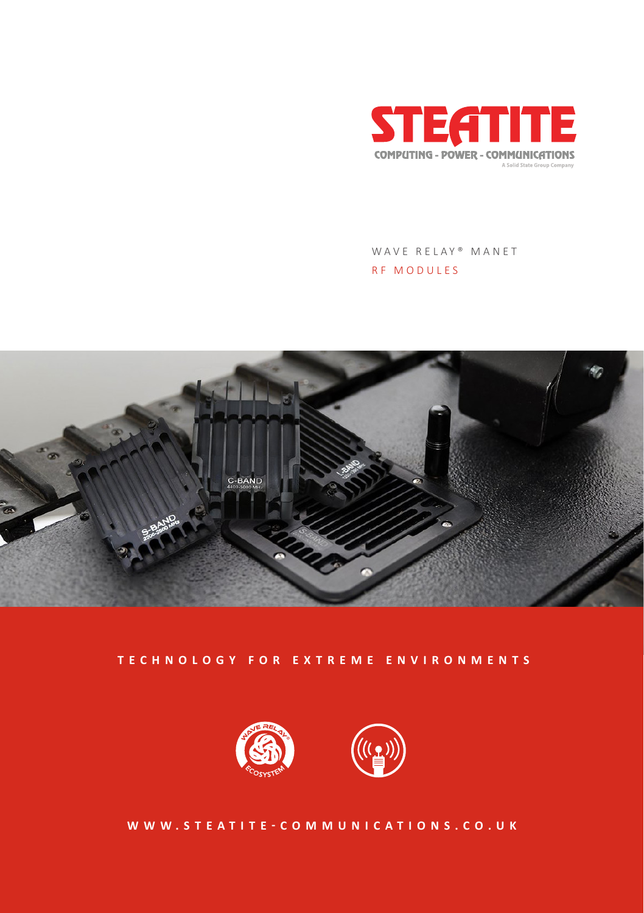# STEATITE

COMPUTING - POWER - COMMUNICATIONS

A Solid State Group Company

WAVE RELAY® MANET

RF MODULES

**TECHNOLOGY FOR EXTREME ENVIRONMENTS**

**WWW.STEATITE-COMMUNICATIONS.CO.UK**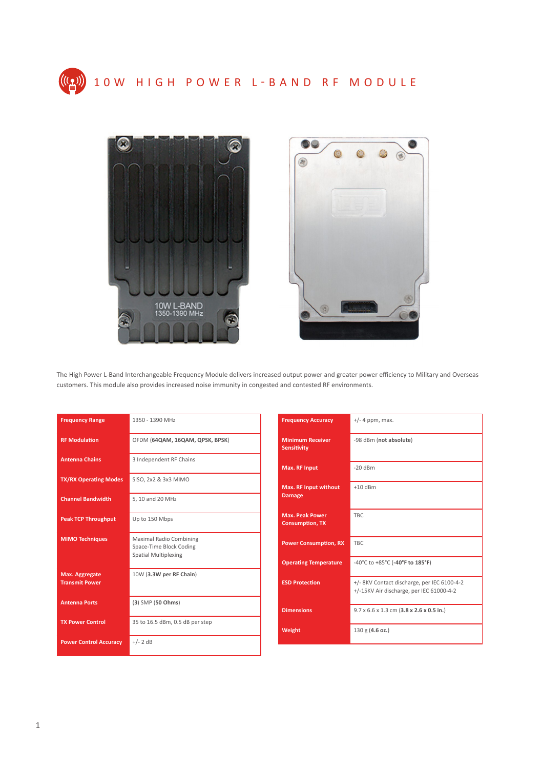# 10W HIGH POWER L-BAND RF MODULE

The High Power L-Band Interchangeable Frequency Module delivers increased output power and greater power efficiency to Military and Overseas customers. This module also provides increased noise immunity in congested and contested RF environments.

| | |
|---|---|
| **Frequency Range** | 1350 - 1390 MHz |
| **RF Modulation** | OFDM (**64QAM, 16QAM, QPSK, BPSK**) |
| **Antenna Chains** | 3 Independent RF Chains |
| **TX/RX Operating Modes** | SISO, 2x2 & 3x3 MIMO |
| **Channel Bandwidth** | 5, 10 and 20 MHz |
| **Peak TCP Throughput** | Up to 150 Mbps |
| **MIMO Techniques** | Maximal Radio Combining<br>Space-Time Block Coding<br>Spatial Multiplexing |
| **Max. Aggregate Transmit Power** | 10W (**3.3W per RF Chain**) |
| **Antenna Ports** | (3) SMP (**50 Ohms**) |
| **TX Power Control** | 35 to 16.5 dBm, 0.5 dB per step |
| **Power Control Accuracy** | +/- 2 dB |

| | |
|---|---|
| **Frequency Accuracy** | +/- 4 ppm, max. |
| **Minimum Receiver Sensitivity** | -98 dBm (**not absolute**) |
| **Max. RF Input** | -20 dBm |
| **Max. RF Input without Damage** | +10 dBm |
| **Max. Peak Power Consumption, TX** | TBC |
| **Power Consumption, RX** | TBC |
| **Operating Temperature** | -40°C to +85°C (**-40°F to 185°F**) |
| **ESD Protection** | +/- 8KV Contact discharge, per IEC 6100-4-2<br>+/-15KV Air discharge, per IEC 61000-4-2 |
| **Dimensions** | 9.7 x 6.6 x 1.3 cm (**3.8 x 2.6 x 0.5 in.**) |
| **Weight** | 130 g (**4.6 oz.**) |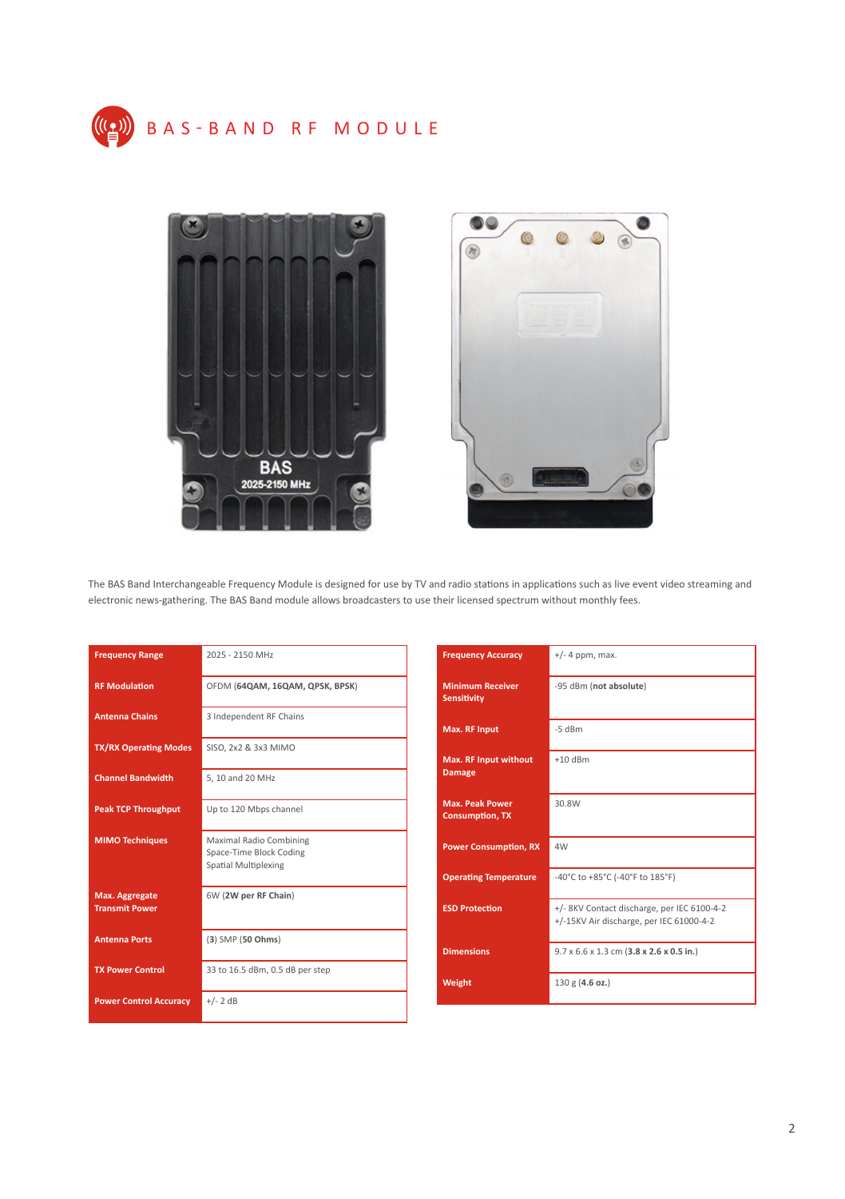# BAS-BAND RF MODULE

The BAS Band Interchangeable Frequency Module is designed for use by TV and radio stations in applications such as live event video streaming and electronic news-gathering. The BAS Band module allows broadcasters to use their licensed spectrum without monthly fees.

| | |
|---|---|
| **Frequency Range** | 2025 - 2150 MHz |
| **RF Modulation** | OFDM (**64QAM, 16QAM, QPSK, BPSK**) |
| **Antenna Chains** | 3 Independent RF Chains |
| **TX/RX Operating Modes** | SISO, 2x2 & 3x3 MIMO |
| **Channel Bandwidth** | 5, 10 and 20 MHz |
| **Peak TCP Throughput** | Up to 120 Mbps channel |
| **MIMO Techniques** | Maximal Radio Combining<br>Space-Time Block Coding<br>Spatial Multiplexing |
| **Max. Aggregate Transmit Power** | 6W (**2W per RF Chain**) |
| **Antenna Ports** | (**3**) SMP (**50 Ohms**) |
| **TX Power Control** | 33 to 16.5 dBm, 0.5 dB per step |
| **Power Control Accuracy** | +/- 2 dB |

| | |
|---|---|
| **Frequency Accuracy** | +/- 4 ppm, max. |
| **Minimum Receiver Sensitivity** | -95 dBm (**not absolute**) |
| **Max. RF Input** | -5 dBm |
| **Max. RF Input without Damage** | +10 dBm |
| **Max. Peak Power Consumption, TX** | 30.8W |
| **Power Consumption, RX** | 4W |
| **Operating Temperature** | -40°C to +85°C (-40°F to 185°F) |
| **ESD Protection** | +/- 8KV Contact discharge, per IEC 6100-4-2<br>+/-15KV Air discharge, per IEC 61000-4-2 |
| **Dimensions** | 9.7 x 6.6 x 1.3 cm (**3.8 x 2.6 x 0.5 in.**) |
| **Weight** | 130 g (**4.6 oz.**) |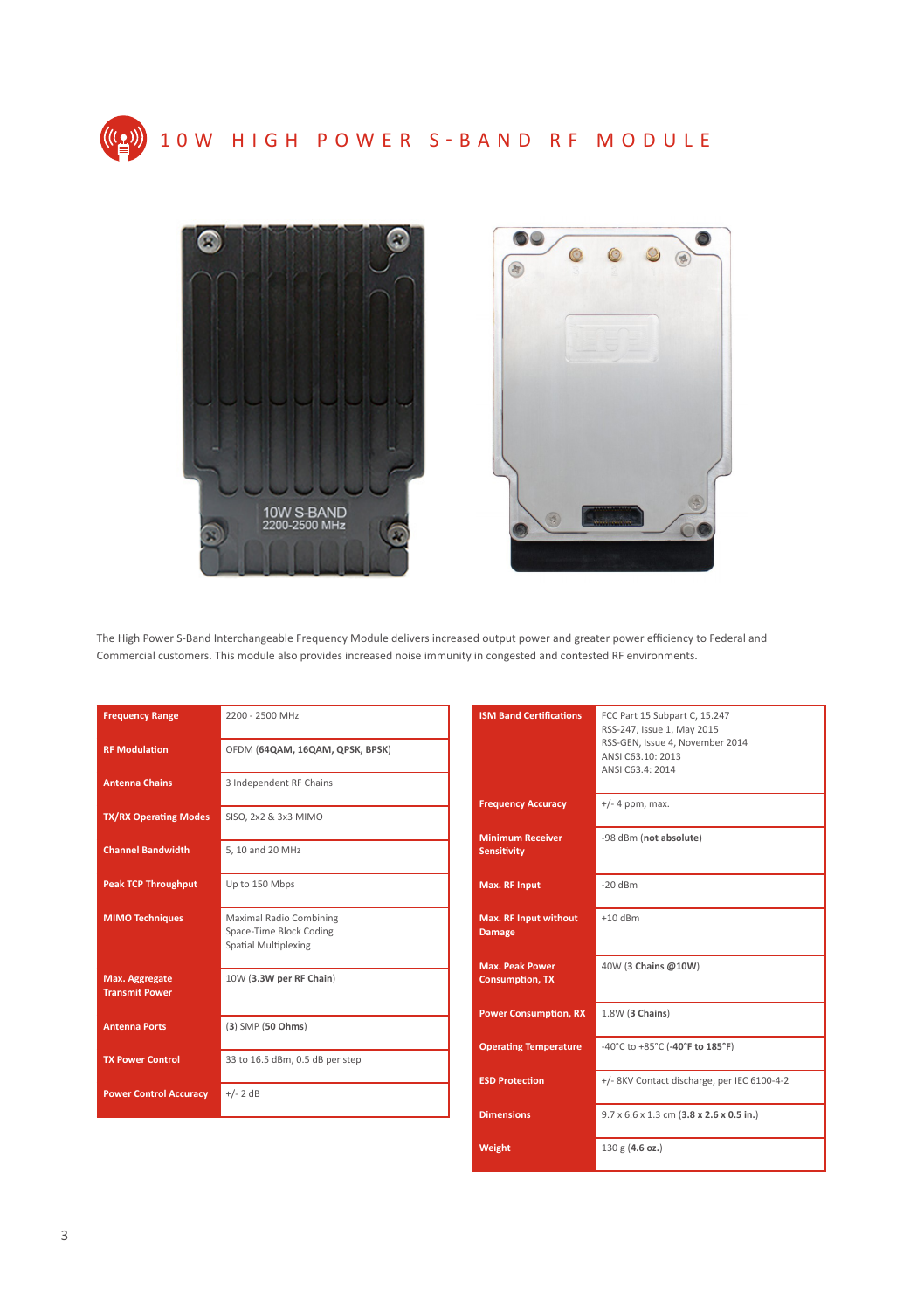# 10W HIGH POWER S-BAND RF MODULE

The High Power S-Band Interchangeable Frequency Module delivers increased output power and greater power efficiency to Federal and Commercial customers. This module also provides increased noise immunity in congested and contested RF environments.

| | |
|---|---|
| **Frequency Range** | 2200 - 2500 MHz |
| **RF Modulation** | OFDM (**64QAM, 16QAM, QPSK, BPSK**) |
| **Antenna Chains** | 3 Independent RF Chains |
| **TX/RX Operating Modes** | SISO, 2x2 & 3x3 MIMO |
| **Channel Bandwidth** | 5, 10 and 20 MHz |
| **Peak TCP Throughput** | Up to 150 Mbps |
| **MIMO Techniques** | Maximal Radio Combining<br>Space-Time Block Coding<br>Spatial Multiplexing |
| **Max. Aggregate Transmit Power** | 10W (**3.3W per RF Chain**) |
| **Antenna Ports** | (**3**) SMP (**50 Ohms**) |
| **TX Power Control** | 33 to 16.5 dBm, 0.5 dB per step |
| **Power Control Accuracy** | +/- 2 dB |

| | |
|---|---|
| **ISM Band Certifications** | FCC Part 15 Subpart C, 15.247<br>RSS-247, Issue 1, May 2015<br>RSS-GEN, Issue 4, November 2014<br>ANSI C63.10: 2013<br>ANSI C63.4: 2014 |
| **Frequency Accuracy** | +/- 4 ppm, max. |
| **Minimum Receiver Sensitivity** | -98 dBm (**not absolute**) |
| **Max. RF Input** | -20 dBm |
| **Max. RF Input without Damage** | +10 dBm |
| **Max. Peak Power Consumption, TX** | 40W (**3 Chains @10W**) |
| **Power Consumption, RX** | 1.8W (**3 Chains**) |
| **Operating Temperature** | -40°C to +85°C (**-40°F to 185°F**) |
| **ESD Protection** | +/- 8KV Contact discharge, per IEC 6100-4-2 |
| **Dimensions** | 9.7 x 6.6 x 1.3 cm (**3.8 x 2.6 x 0.5 in.**) |
| **Weight** | 130 g (**4.6 oz.**) |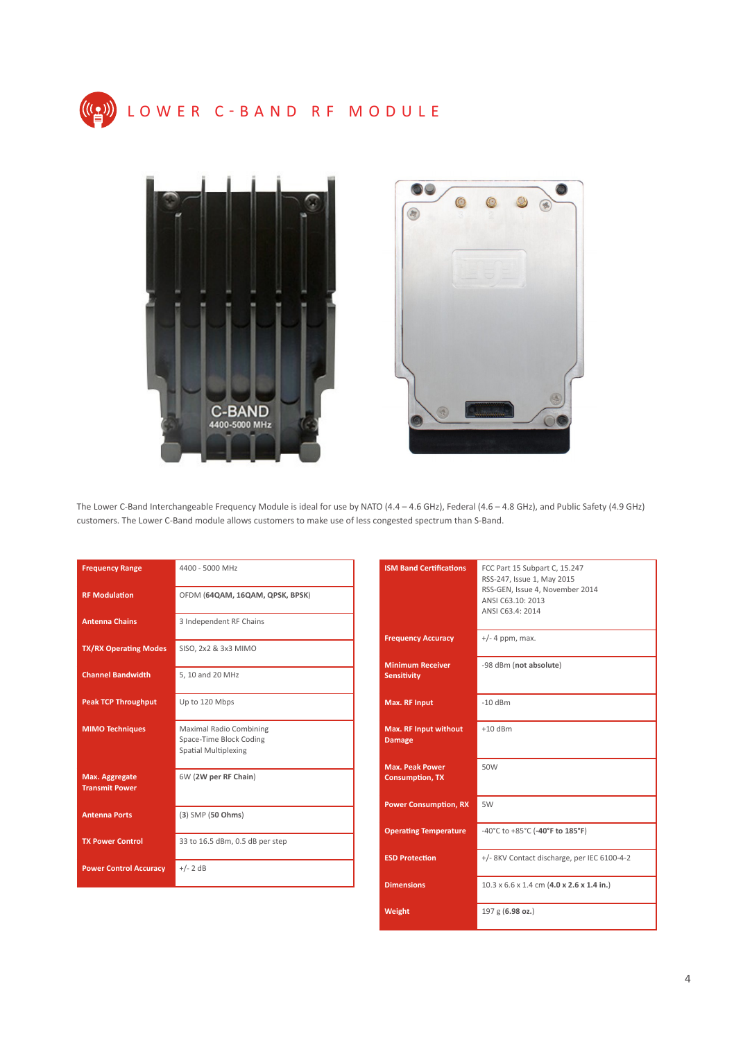# LOWER C-BAND RF MODULE

The Lower C-Band Interchangeable Frequency Module is ideal for use by NATO (4.4 – 4.6 GHz), Federal (4.6 – 4.8 GHz), and Public Safety (4.9 GHz) customers. The Lower C-Band module allows customers to make use of less congested spectrum than S-Band.

| | |
|---|---|
| **Frequency Range** | 4400 - 5000 MHz |
| **RF Modulation** | OFDM (**64QAM, 16QAM, QPSK, BPSK**) |
| **Antenna Chains** | 3 Independent RF Chains |
| **TX/RX Operating Modes** | SISO, 2x2 & 3x3 MIMO |
| **Channel Bandwidth** | 5, 10 and 20 MHz |
| **Peak TCP Throughput** | Up to 120 Mbps |
| **MIMO Techniques** | Maximal Radio Combining<br>Space-Time Block Coding<br>Spatial Multiplexing |
| **Max. Aggregate Transmit Power** | 6W (**2W per RF Chain**) |
| **Antenna Ports** | (**3**) SMP (**50 Ohms**) |
| **TX Power Control** | 33 to 16.5 dBm, 0.5 dB per step |
| **Power Control Accuracy** | +/- 2 dB |

| | |
|---|---|
| **ISM Band Certifications** | FCC Part 15 Subpart C, 15.247<br>RSS-247, Issue 1, May 2015<br>RSS-GEN, Issue 4, November 2014<br>ANSI C63.10: 2013<br>ANSI C63.4: 2014 |
| **Frequency Accuracy** | +/- 4 ppm, max. |
| **Minimum Receiver Sensitivity** | -98 dBm (**not absolute**) |
| **Max. RF Input** | -10 dBm |
| **Max. RF Input without Damage** | +10 dBm |
| **Max. Peak Power Consumption, TX** | 50W |
| **Power Consumption, RX** | 5W |
| **Operating Temperature** | -40°C to +85°C (**-40°F to 185°F**) |
| **ESD Protection** | +/- 8KV Contact discharge, per IEC 6100-4-2 |
| **Dimensions** | 10.3 x 6.6 x 1.4 cm (**4.0 x 2.6 x 1.4 in.**) |
| **Weight** | 197 g (**6.98 oz.**) |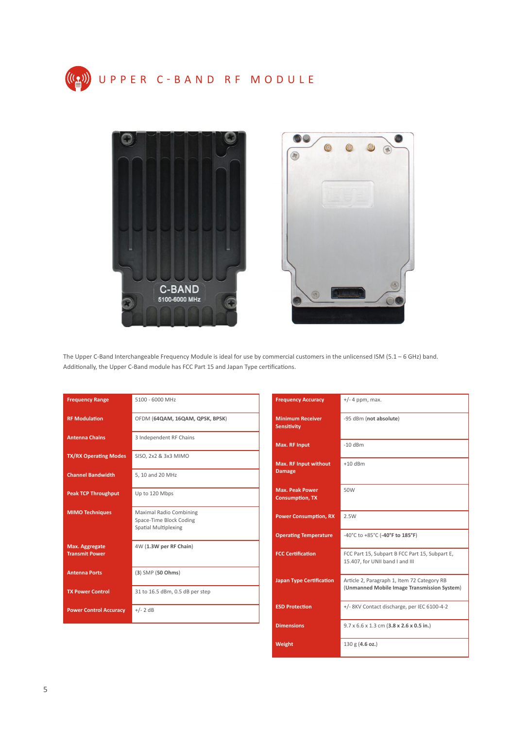# UPPER C-BAND RF MODULE

The Upper C-Band Interchangeable Frequency Module is ideal for use by commercial customers in the unlicensed ISM (5.1 – 6 GHz) band. Additionally, the Upper C-Band module has FCC Part 15 and Japan Type certifications.

| | |
|---|---|
| **Frequency Range** | 5100 - 6000 MHz |
| **RF Modulation** | OFDM (**64QAM, 16QAM, QPSK, BPSK**) |
| **Antenna Chains** | 3 Independent RF Chains |
| **TX/RX Operating Modes** | SISO, 2x2 & 3x3 MIMO |
| **Channel Bandwidth** | 5, 10 and 20 MHz |
| **Peak TCP Throughput** | Up to 120 Mbps |
| **MIMO Techniques** | Maximal Radio Combining<br>Space-Time Block Coding<br>Spatial Multiplexing |
| **Max. Aggregate Transmit Power** | 4W (**1.3W per RF Chain**) |
| **Antenna Ports** | (**3**) SMP (**50 Ohms**) |
| **TX Power Control** | 31 to 16.5 dBm, 0.5 dB per step |
| **Power Control Accuracy** | +/- 2 dB |

| | |
|---|---|
| **Frequency Accuracy** | +/- 4 ppm, max. |
| **Minimum Receiver Sensitivity** | -95 dBm (**not absolute**) |
| **Max. RF Input** | -10 dBm |
| **Max. RF Input without Damage** | +10 dBm |
| **Max. Peak Power Consumption, TX** | 50W |
| **Power Consumption, RX** | 2.5W |
| **Operating Temperature** | -40°C to +85°C (**-40°F to 185°F**) |
| **FCC Certification** | FCC Part 15, Subpart B FCC Part 15, Subpart E, 15.407, for UNII band I and III |
| **Japan Type Certification** | Article 2, Paragraph 1, Item 72 Category RB (**Unmanned Mobile Image Transmission System**) |
| **ESD Protection** | +/- 8KV Contact discharge, per IEC 6100-4-2 |
| **Dimensions** | 9.7 x 6.6 x 1.3 cm (**3.8 x 2.6 x 0.5 in.**) |
| **Weight** | 130 g (**4.6 oz.**) |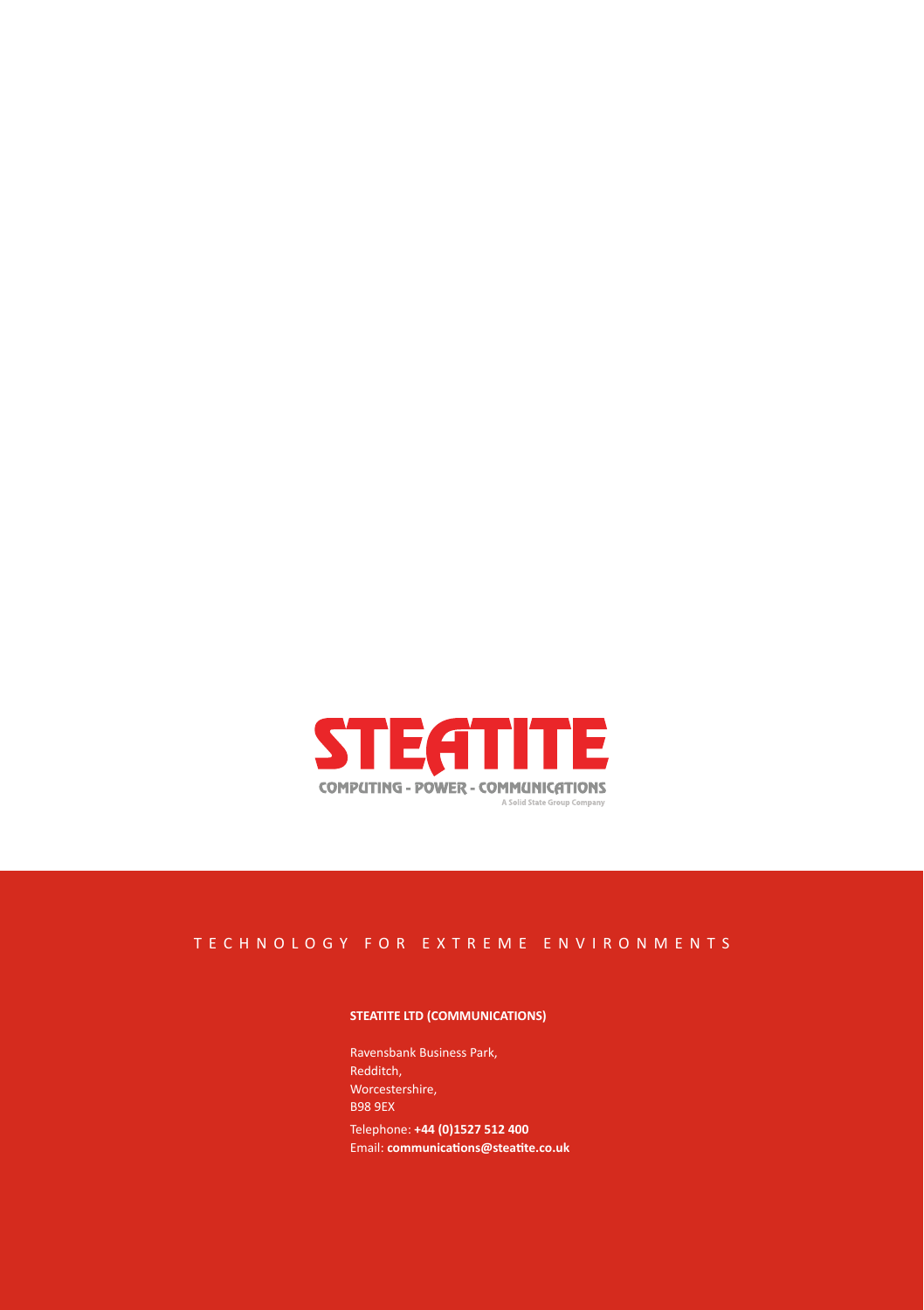STEATITE

COMPUTING - POWER - COMMUNICATIONS

A Solid State Group Company

TECHNOLOGY FOR EXTREME ENVIRONMENTS

**STEATITE LTD (COMMUNICATIONS)**

Ravensbank Business Park,
Redditch,
Worcestershire,
B98 9EX

Telephone: **+44 (0)1527 512 400**
Email: **communications@steatite.co.uk**